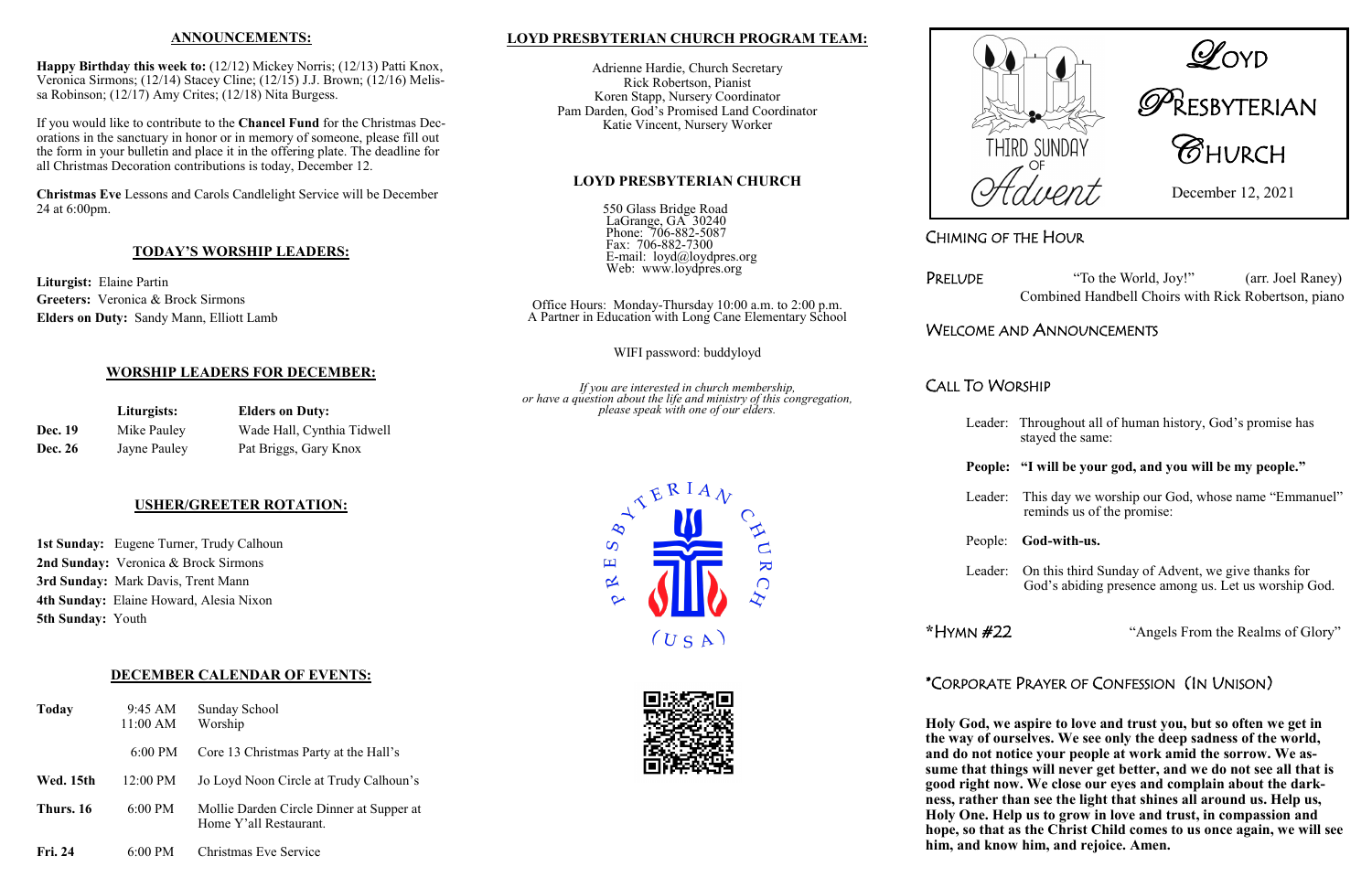## ANNOUNCEMENTS:

**Happy Birthday this week to:** (12/12) Mickey Norris; (12/13) Patti Knox, Veronica Sirmons; (12/14) Stacey Cline; (12/15) J.J. Brown; (12/16) Melissa Robinson; (12/17) Amy Crites; (12/18) Nita Burgess.

If you would like to contribute to the **Chancel Fund** for the Christmas Decorations in the sanctuary in honor or in memory of someone, please fill out the form in your bulletin and place it in the offering plate. The deadline for all Christmas Decoration contributions is today, December 12.

**Christmas Eve** Lessons and Carols Candlelight Service will be December 24 at 6:00pm.

## TODAY'S WORSHIP LEADERS:

**Liturgist:** Elaine Partin
**Greeters:** Veronica & Brock Sirmons
**Elders on Duty:** Sandy Mann, Elliott Lamb

## WORSHIP LEADERS FOR DECEMBER:

| | Liturgists: | Elders on Duty: |
|---|---|---|
| **Dec. 19** | Mike Pauley | Wade Hall, Cynthia Tidwell |
| **Dec. 26** | Jayne Pauley | Pat Briggs, Gary Knox |

## USHER/GREETER ROTATION:

**1st Sunday:** Eugene Turner, Trudy Calhoun
**2nd Sunday:** Veronica & Brock Sirmons
**3rd Sunday:** Mark Davis, Trent Mann
**4th Sunday:** Elaine Howard, Alesia Nixon
**5th Sunday:** Youth

## DECEMBER CALENDAR OF EVENTS:

| | | |
|---|---|---|
| **Today** | 9:45 AM | Sunday School |
| | 11:00 AM | Worship |
| | 6:00 PM | Core 13 Christmas Party at the Hall's |
| **Wed. 15th** | 12:00 PM | Jo Loyd Noon Circle at Trudy Calhoun's |
| **Thurs. 16** | 6:00 PM | Mollie Darden Circle Dinner at Supper at Home Y'all Restaurant. |
| **Fri. 24** | 6:00 PM | Christmas Eve Service |

## LOYD PRESBYTERIAN CHURCH PROGRAM TEAM:

Adrienne Hardie, Church Secretary
Rick Robertson, Pianist
Koren Stapp, Nursery Coordinator
Pam Darden, God's Promised Land Coordinator
Katie Vincent, Nursery Worker

## LOYD PRESBYTERIAN CHURCH

550 Glass Bridge Road
LaGrange, GA 30240
Phone: 706-882-5087
Fax: 706-882-7300
E-mail: loyd@loydpres.org
Web: www.loydpres.org

Office Hours: Monday-Thursday 10:00 a.m. to 2:00 p.m.
A Partner in Education with Long Cane Elementary School

WIFI password: buddyloyd

*If you are interested in church membership, or have a question about the life and ministry of this congregation, please speak with one of our elders.*

PRESBYTERIAN CHURCH (USA)

THIRD SUNDAY OF Advent

# LOYD PRESBYTERIAN CHURCH

December 12, 2021

## CHIMING OF THE HOUR

**PRELUDE** "To the World, Joy!" (arr. Joel Raney)
Combined Handbell Choirs with Rick Robertson, piano

## WELCOME AND ANNOUNCEMENTS

## CALL TO WORSHIP

Leader: Throughout all of human history, God's promise has stayed the same:

**People: "I will be your god, and you will be my people."**

Leader: This day we worship our God, whose name "Emmanuel" reminds us of the promise:

People: **God-with-us.**

Leader: On this third Sunday of Advent, we give thanks for God's abiding presence among us. Let us worship God.

**\*HYMN #22** "Angels From the Realms of Glory"

## *CORPORATE PRAYER OF CONFESSION (IN UNISON)

**Holy God, we aspire to love and trust you, but so often we get in the way of ourselves. We see only the deep sadness of the world, and do not notice your people at work amid the sorrow. We assume that things will never get better, and we do not see all that is good right now. We close our eyes and complain about the darkness, rather than see the light that shines all around us. Help us, Holy One. Help us to grow in love and trust, in compassion and hope, so that as the Christ Child comes to us once again, we will see him, and know him, and rejoice. Amen.**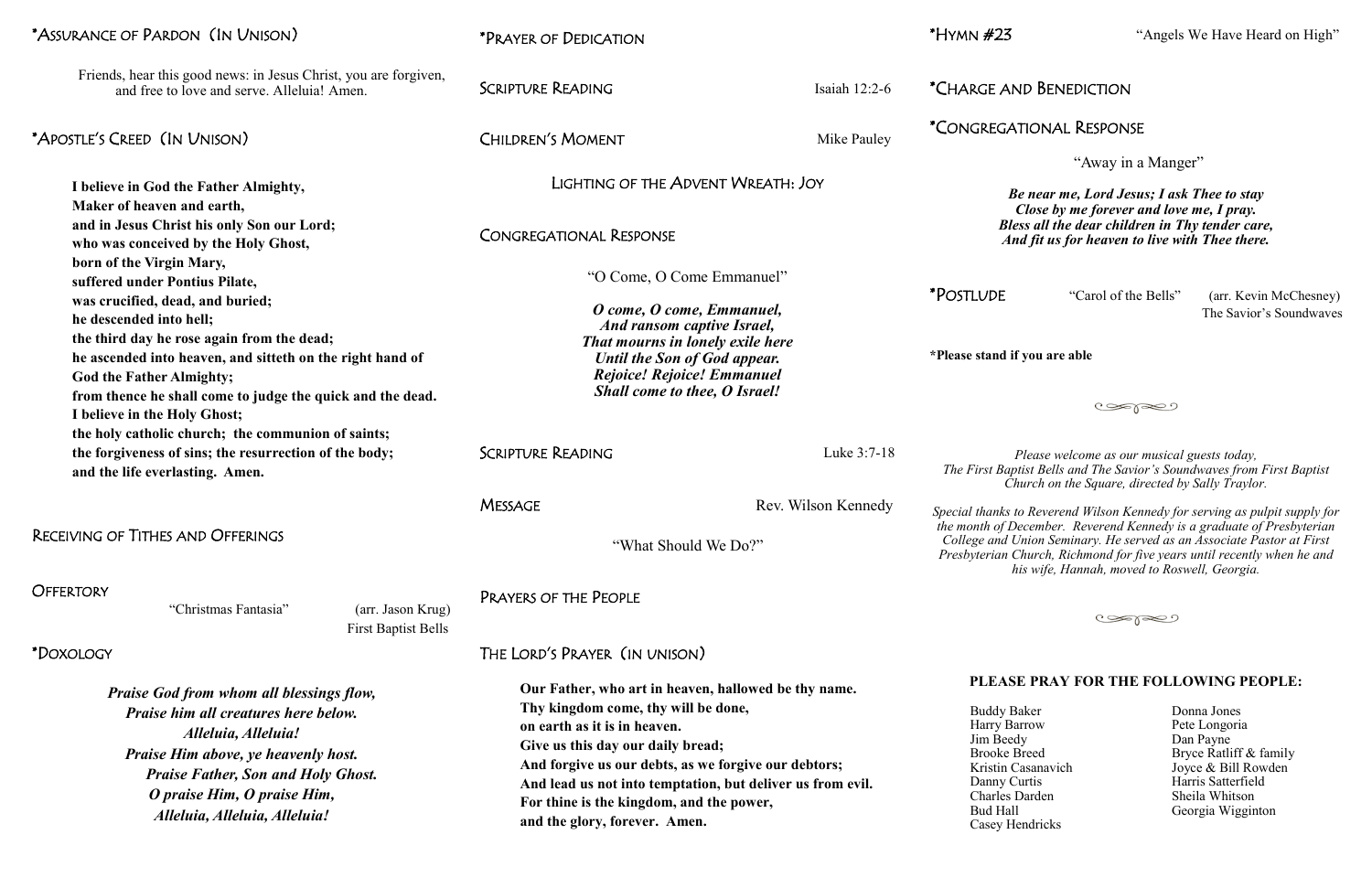## *Assurance of Pardon (In Unison)

Friends, hear this good news: in Jesus Christ, you are forgiven, and free to love and serve. Alleluia! Amen.

## *Apostle's Creed (In Unison)

**I believe in God the Father Almighty,**
**Maker of heaven and earth,**
**and in Jesus Christ his only Son our Lord;**
**who was conceived by the Holy Ghost,**
**born of the Virgin Mary,**
**suffered under Pontius Pilate,**
**was crucified, dead, and buried;**
**he descended into hell;**
**the third day he rose again from the dead;**
**he ascended into heaven, and sitteth on the right hand of God the Father Almighty;**
**from thence he shall come to judge the quick and the dead.**
**I believe in the Holy Ghost;**
**the holy catholic church; the communion of saints;**
**the forgiveness of sins; the resurrection of the body;**
**and the life everlasting. Amen.**

## Receiving of Tithes and Offerings

## Offertory

"Christmas Fantasia" (arr. Jason Krug)
First Baptist Bells

## *Doxology

***Praise God from whom all blessings flow,***
***Praise him all creatures here below.***
***Alleluia, Alleluia!***
***Praise Him above, ye heavenly host.***
***Praise Father, Son and Holy Ghost.***
***O praise Him, O praise Him,***
***Alleluia, Alleluia, Alleluia!***

## *Prayer of Dedication

## Scripture Reading — Isaiah 12:2-6

## Children's Moment — Mike Pauley

## Lighting of the Advent Wreath: Joy

## Congregational Response

"O Come, O Come Emmanuel"

***O come, O come, Emmanuel,***
***And ransom captive Israel,***
***That mourns in lonely exile here***
***Until the Son of God appear.***
***Rejoice! Rejoice! Emmanuel***
***Shall come to thee, O Israel!***

## Scripture Reading — Luke 3:7-18

## Message — Rev. Wilson Kennedy

"What Should We Do?"

## Prayers of the People

## The Lord's Prayer (In Unison)

**Our Father, who art in heaven, hallowed be thy name.**
**Thy kingdom come, thy will be done,**
**on earth as it is in heaven.**
**Give us this day our daily bread;**
**And forgive us our debts, as we forgive our debtors;**
**And lead us not into temptation, but deliver us from evil.**
**For thine is the kingdom, and the power,**
**and the glory, forever. Amen.**

## *Hymn #23 — "Angels We Have Heard on High"

## *Charge and Benediction

## *Congregational Response

"Away in a Manger"

***Be near me, Lord Jesus; I ask Thee to stay***
***Close by me forever and love me, I pray.***
***Bless all the dear children in Thy tender care,***
***And fit us for heaven to live with Thee there.***

## *Postlude

"Carol of the Bells" (arr. Kevin McChesney)
The Savior's Soundwaves

**\*Please stand if you are able**

*Please welcome as our musical guests today, The First Baptist Bells and The Savior's Soundwaves from First Baptist Church on the Square, directed by Sally Traylor.*

*Special thanks to Reverend Wilson Kennedy for serving as pulpit supply for the month of December. Reverend Kennedy is a graduate of Presbyterian College and Union Seminary. He served as an Associate Pastor at First Presbyterian Church, Richmond for five years until recently when he and his wife, Hannah, moved to Roswell, Georgia.*

### PLEASE PRAY FOR THE FOLLOWING PEOPLE:

Buddy Baker
Harry Barrow
Jim Beedy
Brooke Breed
Kristin Casanavich
Danny Curtis
Charles Darden
Bud Hall
Casey Hendricks
Donna Jones
Pete Longoria
Dan Payne
Bryce Ratliff & family
Joyce & Bill Rowden
Harris Satterfield
Sheila Whitson
Georgia Wigginton